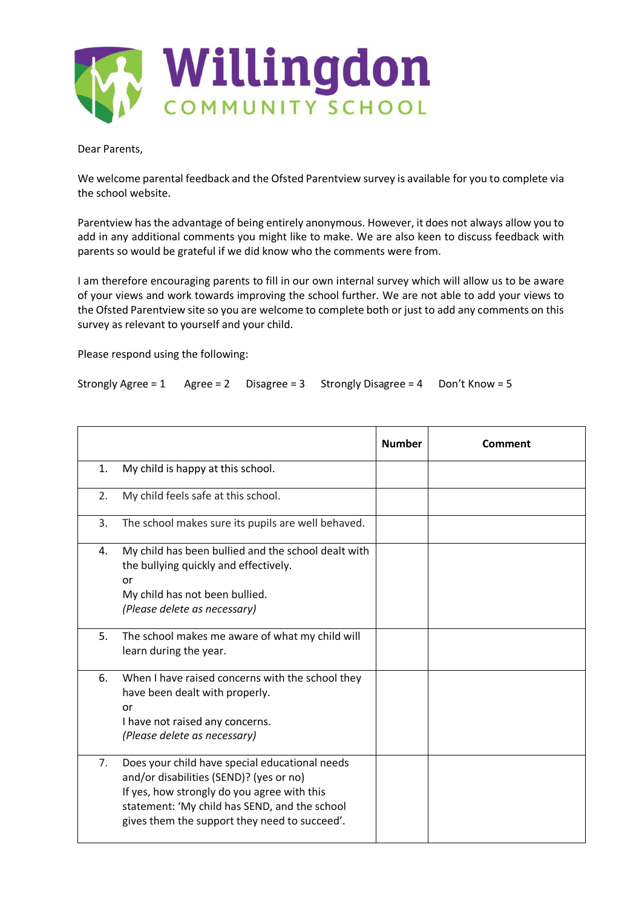# Willingdon

COMMUNITY SCHOOL

Dear Parents,

We welcome parental feedback and the Ofsted Parentview survey is available for you to complete via the school website.

Parentview has the advantage of being entirely anonymous. However, it does not always allow you to add in any additional comments you might like to make. We are also keen to discuss feedback with parents so would be grateful if we did know who the comments were from.

I am therefore encouraging parents to fill in our own internal survey which will allow us to be aware of your views and work towards improving the school further. We are not able to add your views to the Ofsted Parentview site so you are welcome to complete both or just to add any comments on this survey as relevant to yourself and your child.

Please respond using the following:

Strongly Agree = 1   Agree = 2   Disagree = 3   Strongly Disagree = 4   Don't Know = 5

| | **Number** | **Comment** |
|---|---|---|
| 1. My child is happy at this school. | | |
| 2. My child feels safe at this school. | | |
| 3. The school makes sure its pupils are well behaved. | | |
| 4. My child has been bullied and the school dealt with the bullying quickly and effectively.<br>or<br>My child has not been bullied.<br>*(Please delete as necessary)* | | |
| 5. The school makes me aware of what my child will learn during the year. | | |
| 6. When I have raised concerns with the school they have been dealt with properly.<br>or<br>I have not raised any concerns.<br>*(Please delete as necessary)* | | |
| 7. Does your child have special educational needs and/or disabilities (SEND)? (yes or no)<br>If yes, how strongly do you agree with this statement: 'My child has SEND, and the school gives them the support they need to succeed'. | | |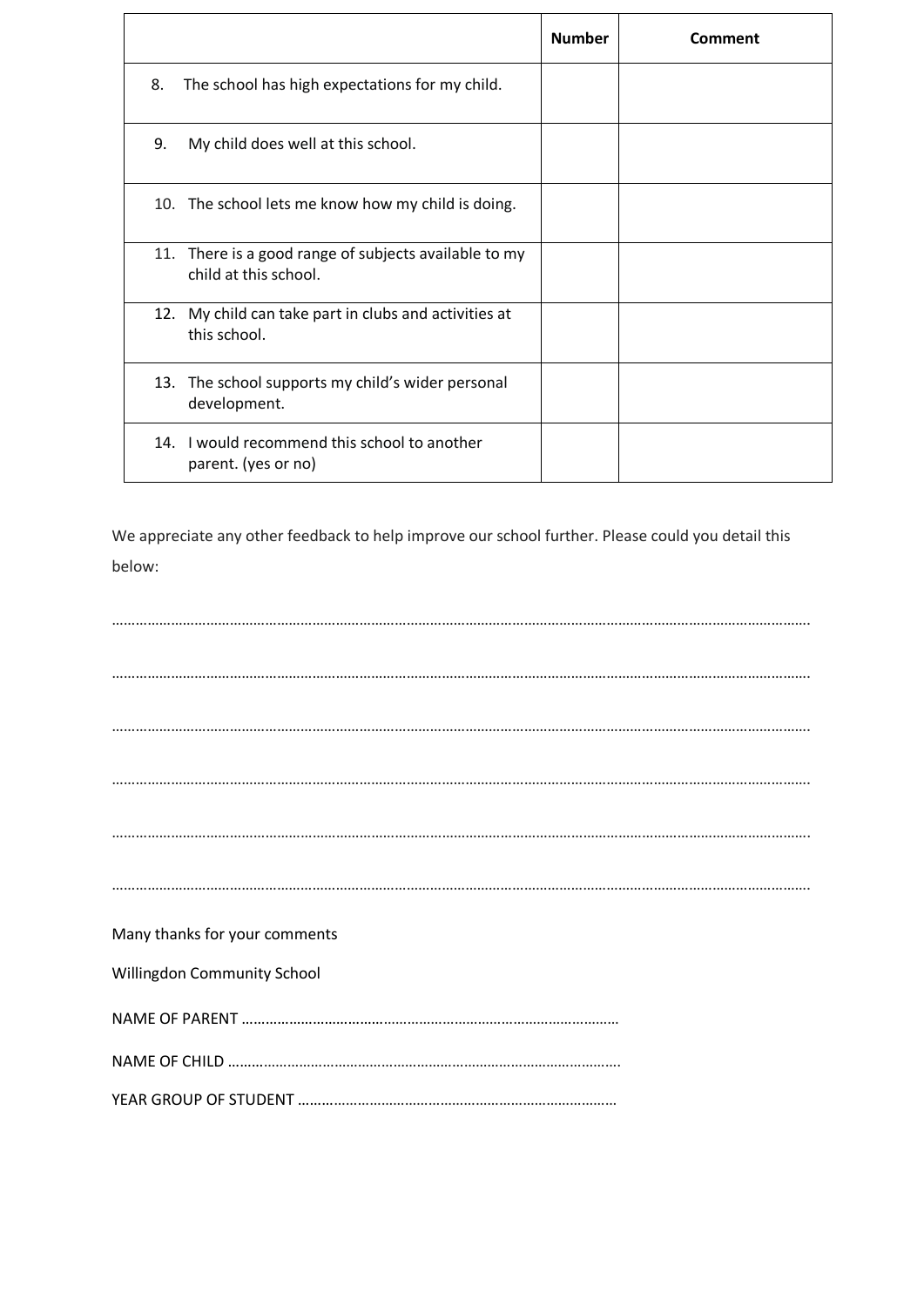| | Number | Comment |
|---|---|---|
| 8. The school has high expectations for my child. | | |
| 9. My child does well at this school. | | |
| 10. The school lets me know how my child is doing. | | |
| 11. There is a good range of subjects available to my child at this school. | | |
| 12. My child can take part in clubs and activities at this school. | | |
| 13. The school supports my child's wider personal development. | | |
| 14. I would recommend this school to another parent. (yes or no) | | |

We appreciate any other feedback to help improve our school further. Please could you detail this below:

……………………………………………………………………………………………………………………………………………………

……………………………………………………………………………………………………………………………………………………

……………………………………………………………………………………………………………………………………………………

……………………………………………………………………………………………………………………………………………………

……………………………………………………………………………………………………………………………………………………

……………………………………………………………………………………………………………………………………………………

Many thanks for your comments

Willingdon Community School

NAME OF PARENT ……………………………………………………………………………………

NAME OF CHILD ……………………………………………………………………………………..

YEAR GROUP OF STUDENT ………………………………………………………………………